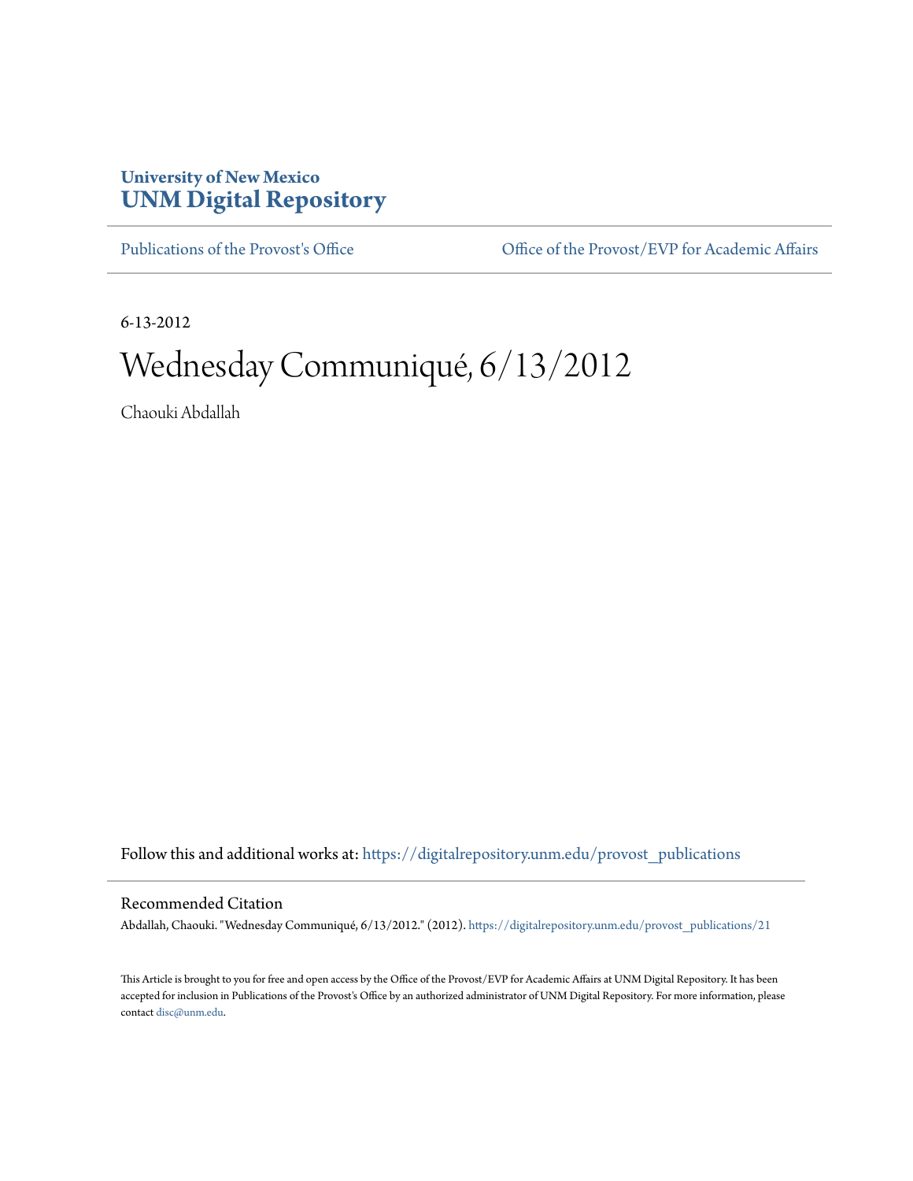University of New Mexico
**UNM Digital Repository**

Publications of the Provost's Office

Office of the Provost/EVP for Academic Affairs

6-13-2012

# Wednesday Communiqué, 6/13/2012

Chaouki Abdallah

Follow this and additional works at: https://digitalrepository.unm.edu/provost_publications

## Recommended Citation

Abdallah, Chaouki. "Wednesday Communiqué, 6/13/2012." (2012). https://digitalrepository.unm.edu/provost_publications/21

This Article is brought to you for free and open access by the Office of the Provost/EVP for Academic Affairs at UNM Digital Repository. It has been accepted for inclusion in Publications of the Provost's Office by an authorized administrator of UNM Digital Repository. For more information, please contact disc@unm.edu.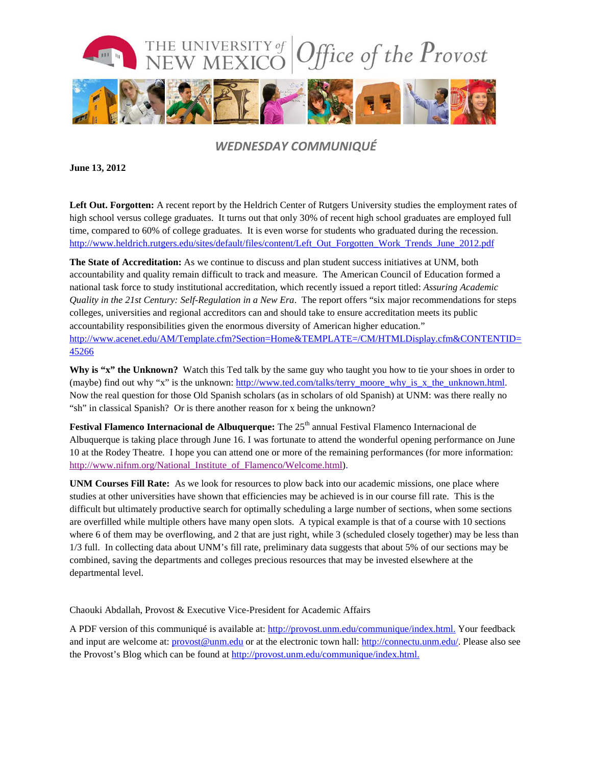THE UNIVERSITY of NEW MEXICO | Office of the Provost

## *WEDNESDAY COMMUNIQUÉ*

**June 13, 2012**

**Left Out. Forgotten:** A recent report by the Heldrich Center of Rutgers University studies the employment rates of high school versus college graduates. It turns out that only 30% of recent high school graduates are employed full time, compared to 60% of college graduates. It is even worse for students who graduated during the recession. http://www.heldrich.rutgers.edu/sites/default/files/content/Left_Out_Forgotten_Work_Trends_June_2012.pdf

**The State of Accreditation:** As we continue to discuss and plan student success initiatives at UNM, both accountability and quality remain difficult to track and measure. The American Council of Education formed a national task force to study institutional accreditation, which recently issued a report titled: *Assuring Academic Quality in the 21st Century: Self-Regulation in a New Era*. The report offers "six major recommendations for steps colleges, universities and regional accreditors can and should take to ensure accreditation meets its public accountability responsibilities given the enormous diversity of American higher education." http://www.acenet.edu/AM/Template.cfm?Section=Home&TEMPLATE=/CM/HTMLDisplay.cfm&CONTENTID=45266

**Why is "x" the Unknown?** Watch this Ted talk by the same guy who taught you how to tie your shoes in order to (maybe) find out why "x" is the unknown: http://www.ted.com/talks/terry_moore_why_is_x_the_unknown.html. Now the real question for those Old Spanish scholars (as in scholars of old Spanish) at UNM: was there really no "sh" in classical Spanish? Or is there another reason for x being the unknown?

**Festival Flamenco Internacional de Albuquerque:** The 25th annual Festival Flamenco Internacional de Albuquerque is taking place through June 16. I was fortunate to attend the wonderful opening performance on June 10 at the Rodey Theatre. I hope you can attend one or more of the remaining performances (for more information: http://www.nifnm.org/National_Institute_of_Flamenco/Welcome.html).

**UNM Courses Fill Rate:** As we look for resources to plow back into our academic missions, one place where studies at other universities have shown that efficiencies may be achieved is in our course fill rate. This is the difficult but ultimately productive search for optimally scheduling a large number of sections, when some sections are overfilled while multiple others have many open slots. A typical example is that of a course with 10 sections where 6 of them may be overflowing, and 2 that are just right, while 3 (scheduled closely together) may be less than 1/3 full. In collecting data about UNM's fill rate, preliminary data suggests that about 5% of our sections may be combined, saving the departments and colleges precious resources that may be invested elsewhere at the departmental level.

Chaouki Abdallah, Provost & Executive Vice-President for Academic Affairs

A PDF version of this communiqué is available at: http://provost.unm.edu/communique/index.html. Your feedback and input are welcome at: provost@unm.edu or at the electronic town hall: http://connectu.unm.edu/. Please also see the Provost's Blog which can be found at http://provost.unm.edu/communique/index.html.